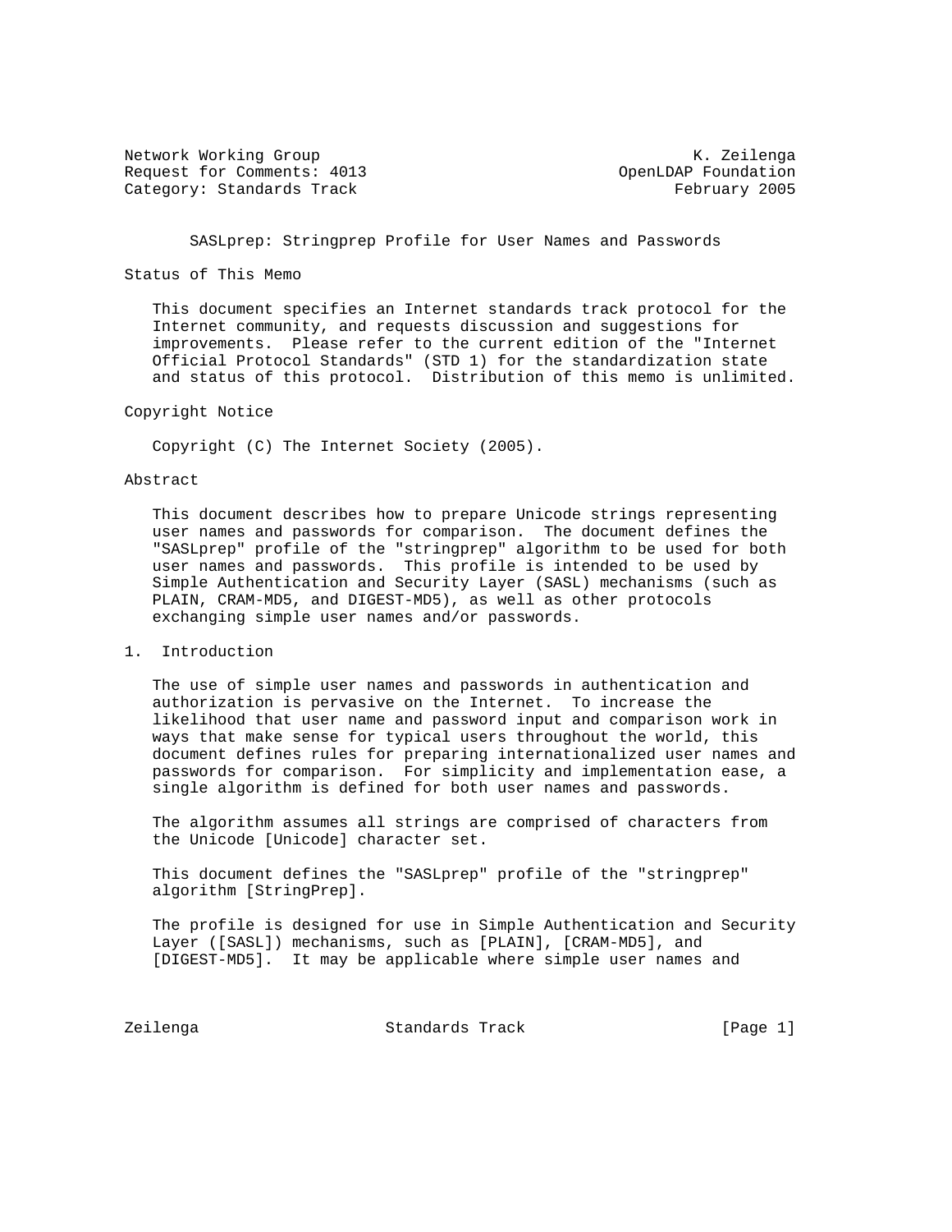Network Working Group K. Zeilenga
Request for Comments: 4013 OpenLDAP Foundation
Category: Standards Track February 2005

# SASLprep: Stringprep Profile for User Names and Passwords

## Status of This Memo

This document specifies an Internet standards track protocol for the Internet community, and requests discussion and suggestions for improvements. Please refer to the current edition of the "Internet Official Protocol Standards" (STD 1) for the standardization state and status of this protocol. Distribution of this memo is unlimited.

## Copyright Notice

Copyright (C) The Internet Society (2005).

## Abstract

This document describes how to prepare Unicode strings representing user names and passwords for comparison. The document defines the "SASLprep" profile of the "stringprep" algorithm to be used for both user names and passwords. This profile is intended to be used by Simple Authentication and Security Layer (SASL) mechanisms (such as PLAIN, CRAM-MD5, and DIGEST-MD5), as well as other protocols exchanging simple user names and/or passwords.

## 1. Introduction

The use of simple user names and passwords in authentication and authorization is pervasive on the Internet. To increase the likelihood that user name and password input and comparison work in ways that make sense for typical users throughout the world, this document defines rules for preparing internationalized user names and passwords for comparison. For simplicity and implementation ease, a single algorithm is defined for both user names and passwords.

The algorithm assumes all strings are comprised of characters from the Unicode [Unicode] character set.

This document defines the "SASLprep" profile of the "stringprep" algorithm [StringPrep].

The profile is designed for use in Simple Authentication and Security Layer ([SASL]) mechanisms, such as [PLAIN], [CRAM-MD5], and [DIGEST-MD5]. It may be applicable where simple user names and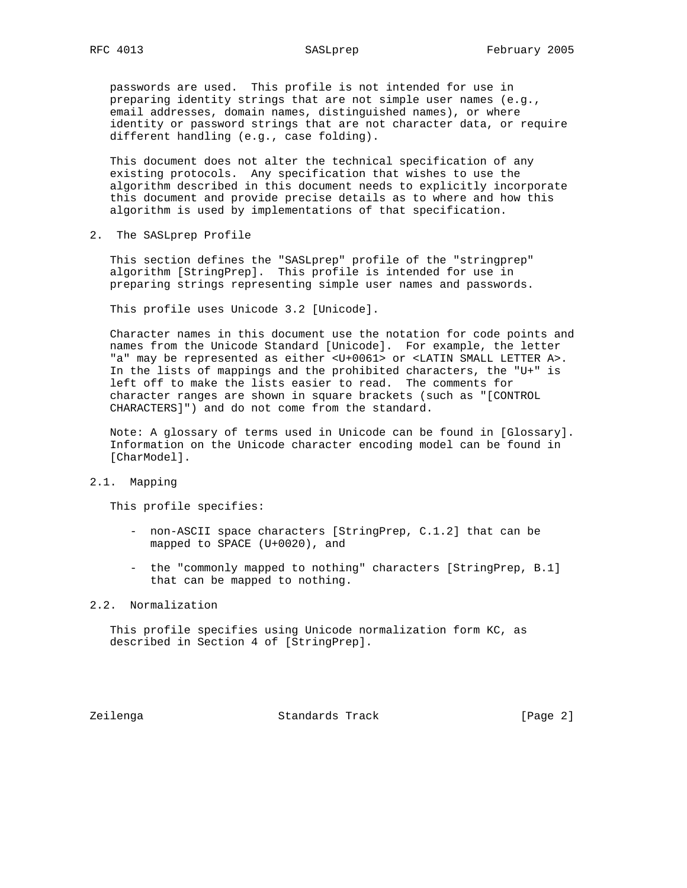passwords are used. This profile is not intended for use in preparing identity strings that are not simple user names (e.g., email addresses, domain names, distinguished names), or where identity or password strings that are not character data, or require different handling (e.g., case folding).

This document does not alter the technical specification of any existing protocols. Any specification that wishes to use the algorithm described in this document needs to explicitly incorporate this document and provide precise details as to where and how this algorithm is used by implementations of that specification.

## 2. The SASLprep Profile

This section defines the "SASLprep" profile of the "stringprep" algorithm [StringPrep]. This profile is intended for use in preparing strings representing simple user names and passwords.

This profile uses Unicode 3.2 [Unicode].

Character names in this document use the notation for code points and names from the Unicode Standard [Unicode]. For example, the letter "a" may be represented as either <U+0061> or <LATIN SMALL LETTER A>. In the lists of mappings and the prohibited characters, the "U+" is left off to make the lists easier to read. The comments for character ranges are shown in square brackets (such as "[CONTROL CHARACTERS]") and do not come from the standard.

Note: A glossary of terms used in Unicode can be found in [Glossary]. Information on the Unicode character encoding model can be found in [CharModel].

### 2.1. Mapping

This profile specifies:

- non-ASCII space characters [StringPrep, C.1.2] that can be mapped to SPACE (U+0020), and

- the "commonly mapped to nothing" characters [StringPrep, B.1] that can be mapped to nothing.

### 2.2. Normalization

This profile specifies using Unicode normalization form KC, as described in Section 4 of [StringPrep].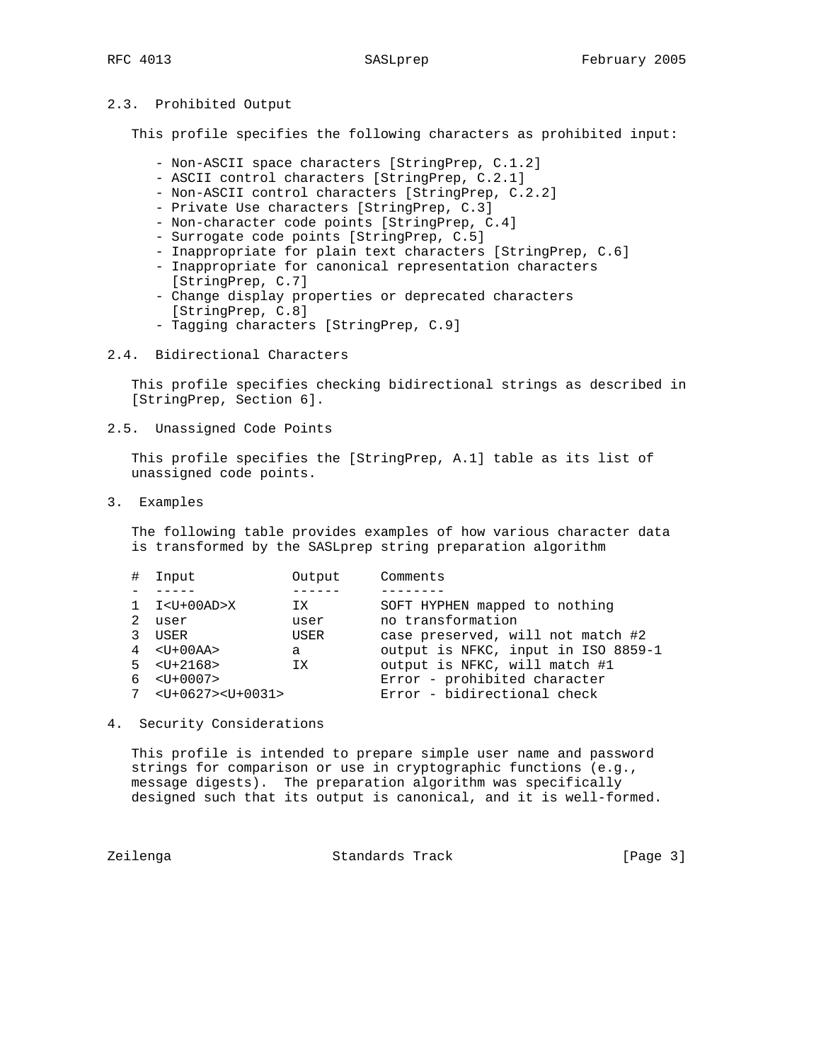## 2.3. Prohibited Output

This profile specifies the following characters as prohibited input:

- Non-ASCII space characters [StringPrep, C.1.2]
- ASCII control characters [StringPrep, C.2.1]
- Non-ASCII control characters [StringPrep, C.2.2]
- Private Use characters [StringPrep, C.3]
- Non-character code points [StringPrep, C.4]
- Surrogate code points [StringPrep, C.5]
- Inappropriate for plain text characters [StringPrep, C.6]
- Inappropriate for canonical representation characters [StringPrep, C.7]
- Change display properties or deprecated characters [StringPrep, C.8]
- Tagging characters [StringPrep, C.9]

## 2.4. Bidirectional Characters

This profile specifies checking bidirectional strings as described in [StringPrep, Section 6].

## 2.5. Unassigned Code Points

This profile specifies the [StringPrep, A.1] table as its list of unassigned code points.

# 3. Examples

The following table provides examples of how various character data is transformed by the SASLprep string preparation algorithm

| # | Input | Output | Comments |
|---|---|---|---|
| 1 | I<U+00AD>X | IX | SOFT HYPHEN mapped to nothing |
| 2 | user | user | no transformation |
| 3 | USER | USER | case preserved, will not match #2 |
| 4 | <U+00AA> | a | output is NFKC, input in ISO 8859-1 |
| 5 | <U+2168> | IX | output is NFKC, will match #1 |
| 6 | <U+0007> | | Error - prohibited character |
| 7 | <U+0627><U+0031> | | Error - bidirectional check |

# 4. Security Considerations

This profile is intended to prepare simple user name and password strings for comparison or use in cryptographic functions (e.g., message digests). The preparation algorithm was specifically designed such that its output is canonical, and it is well-formed.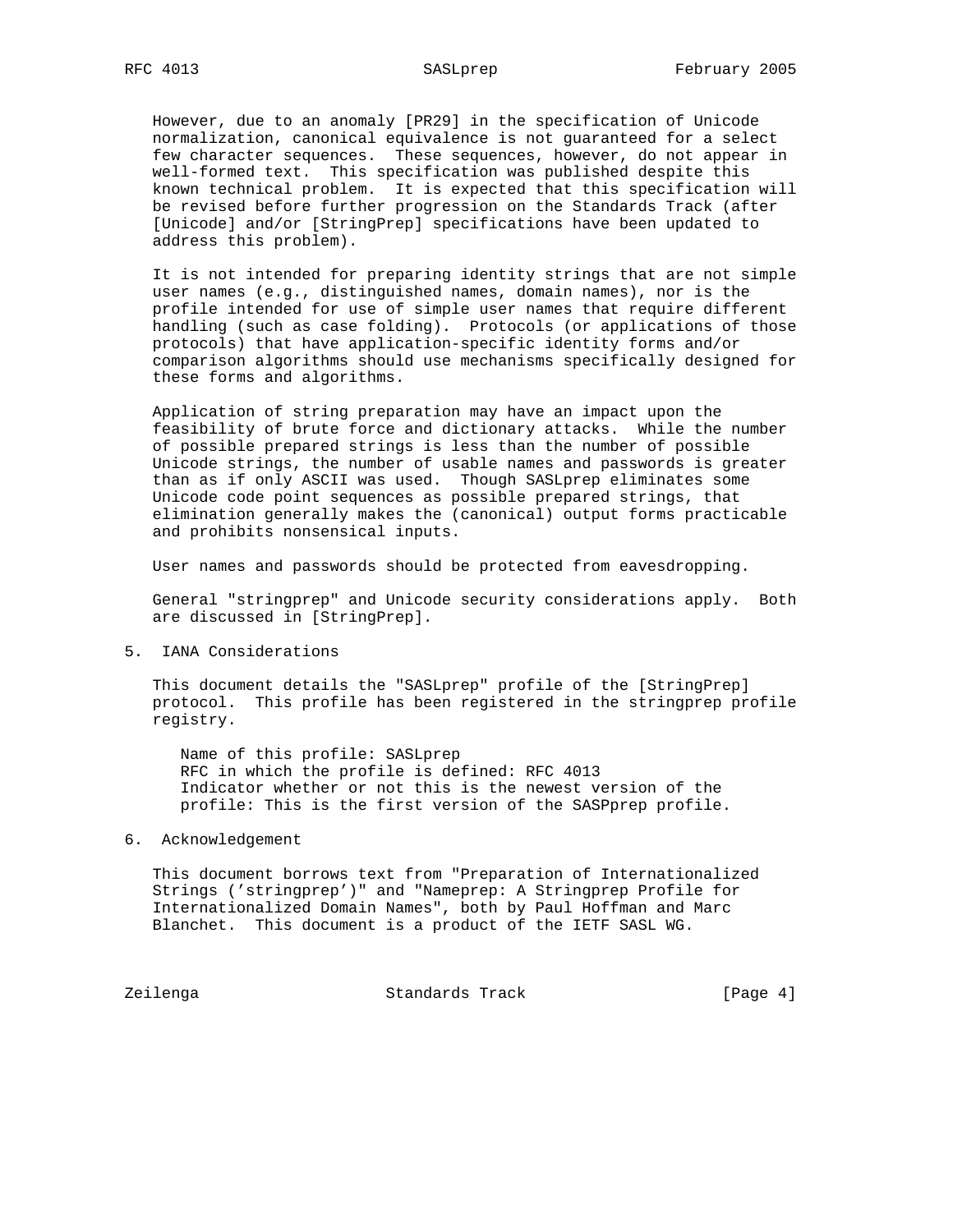However, due to an anomaly [PR29] in the specification of Unicode normalization, canonical equivalence is not guaranteed for a select few character sequences. These sequences, however, do not appear in well-formed text. This specification was published despite this known technical problem. It is expected that this specification will be revised before further progression on the Standards Track (after [Unicode] and/or [StringPrep] specifications have been updated to address this problem).

It is not intended for preparing identity strings that are not simple user names (e.g., distinguished names, domain names), nor is the profile intended for use of simple user names that require different handling (such as case folding). Protocols (or applications of those protocols) that have application-specific identity forms and/or comparison algorithms should use mechanisms specifically designed for these forms and algorithms.

Application of string preparation may have an impact upon the feasibility of brute force and dictionary attacks. While the number of possible prepared strings is less than the number of possible Unicode strings, the number of usable names and passwords is greater than as if only ASCII was used. Though SASLprep eliminates some Unicode code point sequences as possible prepared strings, that elimination generally makes the (canonical) output forms practicable and prohibits nonsensical inputs.

User names and passwords should be protected from eavesdropping.

General "stringprep" and Unicode security considerations apply. Both are discussed in [StringPrep].

## 5. IANA Considerations

This document details the "SASLprep" profile of the [StringPrep] protocol. This profile has been registered in the stringprep profile registry.

Name of this profile: SASLprep
RFC in which the profile is defined: RFC 4013
Indicator whether or not this is the newest version of the profile: This is the first version of the SASPprep profile.

## 6. Acknowledgement

This document borrows text from "Preparation of Internationalized Strings ('stringprep')" and "Nameprep: A Stringprep Profile for Internationalized Domain Names", both by Paul Hoffman and Marc Blanchet. This document is a product of the IETF SASL WG.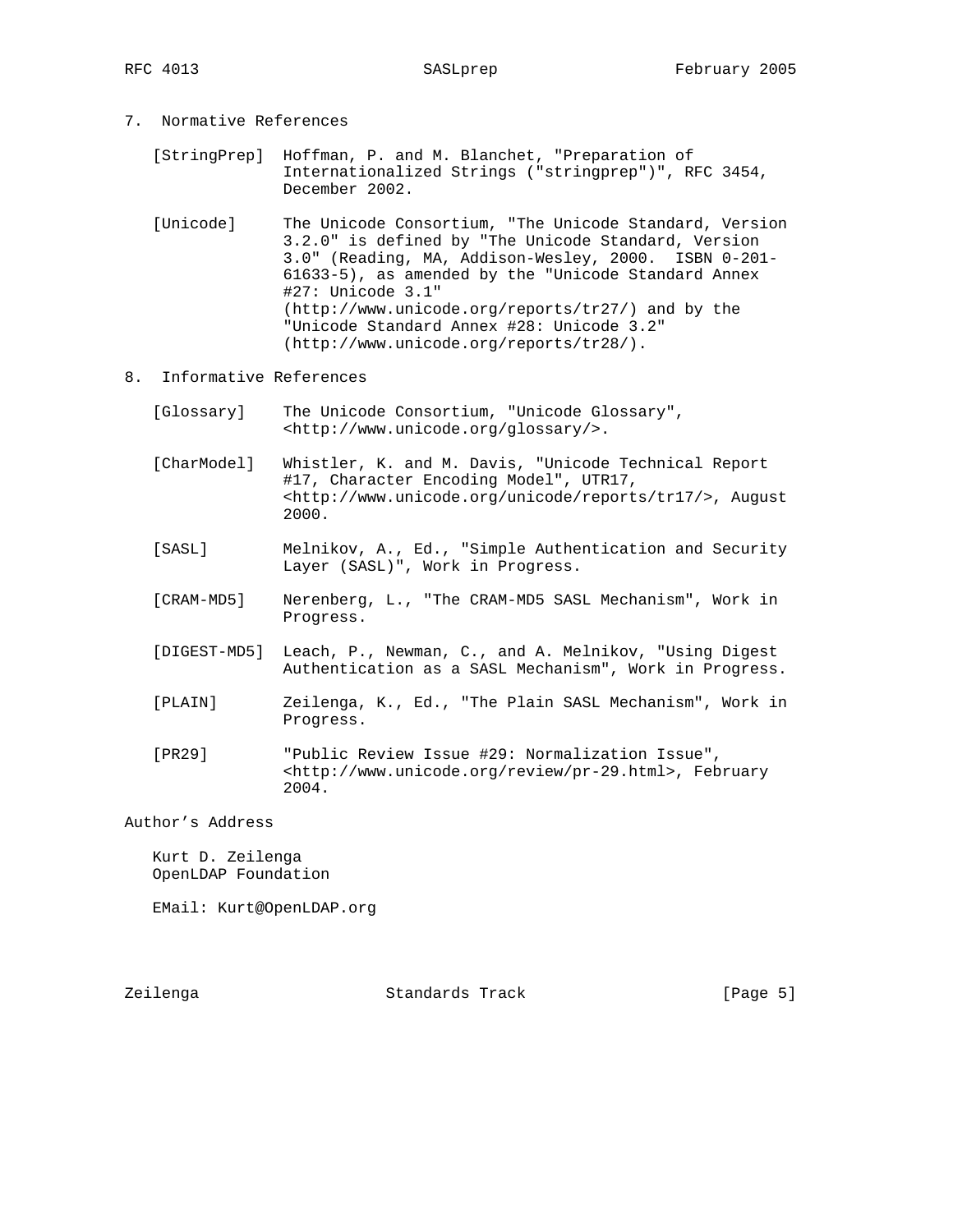## 7. Normative References

[StringPrep] Hoffman, P. and M. Blanchet, "Preparation of Internationalized Strings ("stringprep")", RFC 3454, December 2002.

[Unicode] The Unicode Consortium, "The Unicode Standard, Version 3.2.0" is defined by "The Unicode Standard, Version 3.0" (Reading, MA, Addison-Wesley, 2000. ISBN 0-201-61633-5), as amended by the "Unicode Standard Annex #27: Unicode 3.1" (http://www.unicode.org/reports/tr27/) and by the "Unicode Standard Annex #28: Unicode 3.2" (http://www.unicode.org/reports/tr28/).

## 8. Informative References

[Glossary] The Unicode Consortium, "Unicode Glossary", <http://www.unicode.org/glossary/>.

[CharModel] Whistler, K. and M. Davis, "Unicode Technical Report #17, Character Encoding Model", UTR17, <http://www.unicode.org/unicode/reports/tr17/>, August 2000.

[SASL] Melnikov, A., Ed., "Simple Authentication and Security Layer (SASL)", Work in Progress.

[CRAM-MD5] Nerenberg, L., "The CRAM-MD5 SASL Mechanism", Work in Progress.

[DIGEST-MD5] Leach, P., Newman, C., and A. Melnikov, "Using Digest Authentication as a SASL Mechanism", Work in Progress.

[PLAIN] Zeilenga, K., Ed., "The Plain SASL Mechanism", Work in Progress.

[PR29] "Public Review Issue #29: Normalization Issue", <http://www.unicode.org/review/pr-29.html>, February 2004.

## Author's Address

Kurt D. Zeilenga
OpenLDAP Foundation

EMail: Kurt@OpenLDAP.org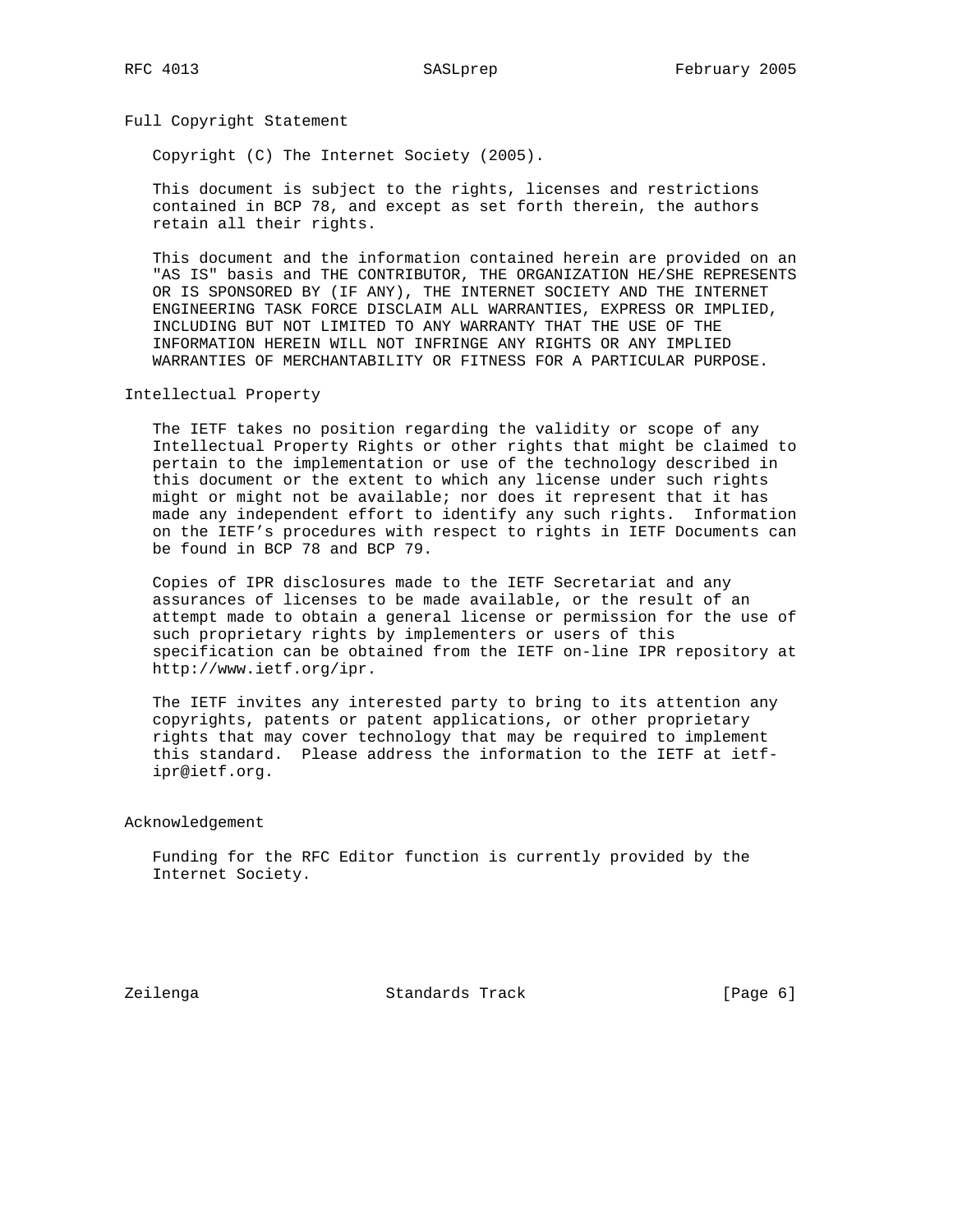## Full Copyright Statement

Copyright (C) The Internet Society (2005).

This document is subject to the rights, licenses and restrictions contained in BCP 78, and except as set forth therein, the authors retain all their rights.

This document and the information contained herein are provided on an "AS IS" basis and THE CONTRIBUTOR, THE ORGANIZATION HE/SHE REPRESENTS OR IS SPONSORED BY (IF ANY), THE INTERNET SOCIETY AND THE INTERNET ENGINEERING TASK FORCE DISCLAIM ALL WARRANTIES, EXPRESS OR IMPLIED, INCLUDING BUT NOT LIMITED TO ANY WARRANTY THAT THE USE OF THE INFORMATION HEREIN WILL NOT INFRINGE ANY RIGHTS OR ANY IMPLIED WARRANTIES OF MERCHANTABILITY OR FITNESS FOR A PARTICULAR PURPOSE.

## Intellectual Property

The IETF takes no position regarding the validity or scope of any Intellectual Property Rights or other rights that might be claimed to pertain to the implementation or use of the technology described in this document or the extent to which any license under such rights might or might not be available; nor does it represent that it has made any independent effort to identify any such rights. Information on the IETF's procedures with respect to rights in IETF Documents can be found in BCP 78 and BCP 79.

Copies of IPR disclosures made to the IETF Secretariat and any assurances of licenses to be made available, or the result of an attempt made to obtain a general license or permission for the use of such proprietary rights by implementers or users of this specification can be obtained from the IETF on-line IPR repository at http://www.ietf.org/ipr.

The IETF invites any interested party to bring to its attention any copyrights, patents or patent applications, or other proprietary rights that may cover technology that may be required to implement this standard. Please address the information to the IETF at ietf-ipr@ietf.org.

## Acknowledgement

Funding for the RFC Editor function is currently provided by the Internet Society.